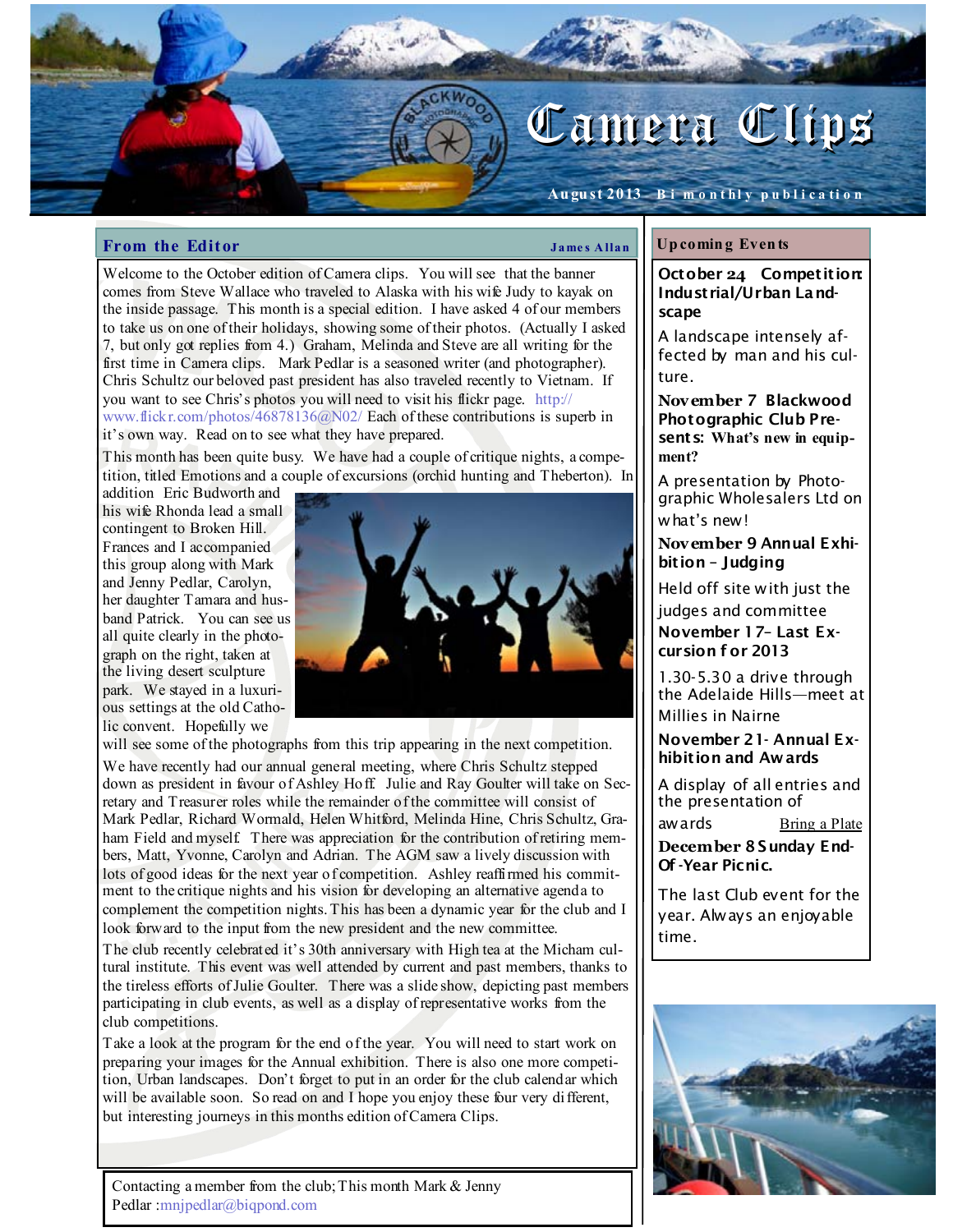# Camera Clips

August 2013 — Bi monthly publication

## From the Editor

**James Allan**

Welcome to the October edition of Camera clips. You will see that the banner comes from Steve Wallace who traveled to Alaska with his wife Judy to kayak on the inside passage. This month is a special edition. I have asked 4 of our members to take us on one of their holidays, showing some of their photos. (Actually I asked 7, but only got replies from 4.) Graham, Melinda and Steve are all writing for the first time in Camera clips. Mark Pedlar is a seasoned writer (and photographer). Chris Schultz our beloved past president has also traveled recently to Vietnam. If you want to see Chris's photos you will need to visit his flickr page. http://www.flickr.com/photos/46878136@N02/ Each of these contributions is superb in it's own way. Read on to see what they have prepared.

This month has been quite busy. We have had a couple of critique nights, a competition, titled Emotions and a couple of excursions (orchid hunting and Theberton). In addition Eric Budworth and his wife Rhonda lead a small contingent to Broken Hill. Frances and I accompanied this group along with Mark and Jenny Pedlar, Carolyn, her daughter Tamara and husband Patrick. You can see us all quite clearly in the photograph on the right, taken at the living desert sculpture park. We stayed in a luxurious settings at the old Catholic convent. Hopefully we will see some of the photographs from this trip appearing in the next competition.

We have recently had our annual general meeting, where Chris Schultz stepped down as president in favour of Ashley Hoff. Julie and Ray Goulter will take on Secretary and Treasurer roles while the remainder of the committee will consist of Mark Pedlar, Richard Wormald, Helen Whitford, Melinda Hine, Chris Schultz, Graham Field and myself. There was appreciation for the contribution of retiring members, Matt, Yvonne, Carolyn and Adrian. The AGM saw a lively discussion with lots of good ideas for the next year of competition. Ashley reaffirmed his commitment to the critique nights and his vision for developing an alternative agenda to complement the competition nights. This has been a dynamic year for the club and I look forward to the input from the new president and the new committee.

The club recently celebrated it's 30th anniversary with High tea at the Micham cultural institute. This event was well attended by current and past members, thanks to the tireless efforts of Julie Goulter. There was a slide show, depicting past members participating in club events, as well as a display of representative works from the club competitions.

Take a look at the program for the end of the year. You will need to start work on preparing your images for the Annual exhibition. There is also one more competition, Urban landscapes. Don't forget to put in an order for the club calendar which will be available soon. So read on and I hope you enjoy these four very different, but interesting journeys in this months edition of Camera Clips.

Contacting a member from the club; This month Mark & Jenny Pedlar :mnjpedlar@biqpond.com

## Upcoming Events

**October 24 Competition: Industrial/Urban Landscape**

A landscape intensely affected by man and his culture.

**November 7 Blackwood Photographic Club Presents: What's new in equipment?**

A presentation by Photographic Wholesalers Ltd on what's new!

**November 9 Annual Exhibition - Judging**

Held off site with just the judges and committee

**November 17- Last Excursion for 2013**

1.30-5.30 a drive through the Adelaide Hills—meet at Millies in Nairne

**November 21- Annual Exhibition and Awards**

A display of all entries and the presentation of awards — Bring a Plate

**December 8 Sunday End-Of-Year Picnic.**

The last Club event for the year. Always an enjoyable time.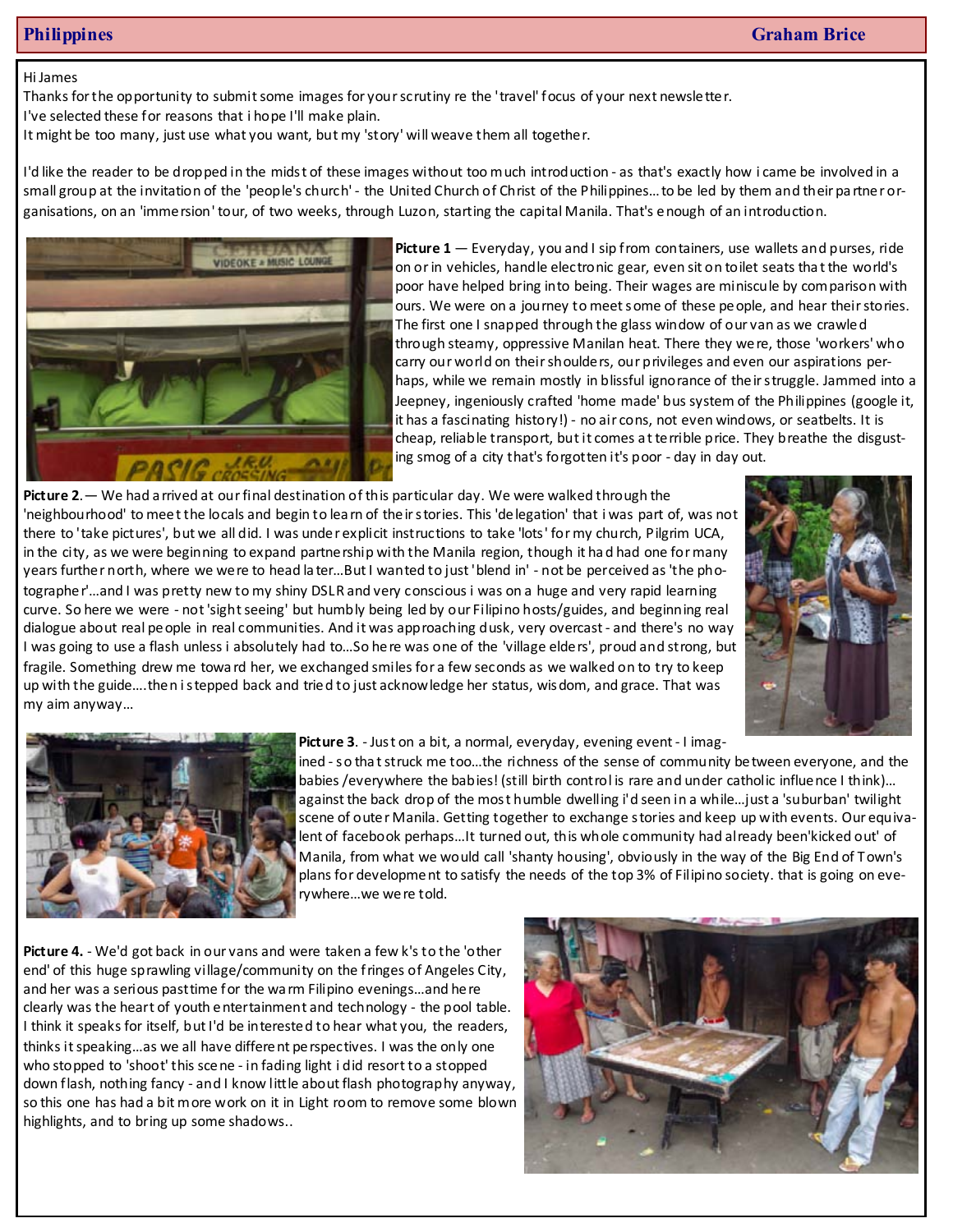**Philippines** **Graham Brice**

Hi James

Thanks for the opportunity to submit some images for your scrutiny re the 'travel' focus of your next newsletter.

I've selected these for reasons that i hope I'll make plain.

It might be too many, just use what you want, but my 'story' will weave them all together.

I'd like the reader to be dropped in the midst of these images without too much introduction - as that's exactly how i came be involved in a small group at the invitation of the 'people's church' - the United Church of Christ of the Philippines... to be led by them and their partner organisations, on an 'immersion' tour, of two weeks, through Luzon, starting the capital Manila. That's enough of an introduction.

**Picture 1** — Everyday, you and I sip from containers, use wallets and purses, ride on or in vehicles, handle electronic gear, even sit on toilet seats that the world's poor have helped bring into being. Their wages are miniscule by comparison with ours. We were on a journey to meet some of these people, and hear their stories. The first one I snapped through the glass window of our van as we crawled through steamy, oppressive Manilan heat. There they were, those 'workers' who carry our world on their shoulders, our privileges and even our aspirations perhaps, while we remain mostly in blissful ignorance of their struggle. Jammed into a Jeepney, ingeniously crafted 'home made' bus system of the Philippines (google it, it has a fascinating history!) - no air cons, not even windows, or seatbelts. It is cheap, reliable transport, but it comes at terrible price. They breathe the disgusting smog of a city that's forgotten it's poor - day in day out.

**Picture 2**. — We had arrived at our final destination of this particular day. We were walked through the 'neighbourhood' to meet the locals and begin to learn of their stories. This 'delegation' that i was part of, was not there to 'take pictures', but we all did. I was under explicit instructions to take 'lots' for my church, Pilgrim UCA, in the city, as we were beginning to expand partnership with the Manila region, though it had had one for many years further north, where we were to head later...But I wanted to just 'blend in' - not be perceived as 'the photographer'...and I was pretty new to my shiny DSLR and very conscious i was on a huge and very rapid learning curve. So here we were - not 'sightseeing' but humbly being led by our Filipino hosts/guides, and beginning real dialogue about real people in real communities. And it was approaching dusk, very overcast - and there's no way I was going to use a flash unless i absolutely had to...So here was one of the 'village elders', proud and strong, but fragile. Something drew me toward her, we exchanged smiles for a few seconds as we walked on to try to keep up with the guide....then i stepped back and tried to just acknowledge her status, wisdom, and grace. That was my aim anyway...

**Picture 3**. - Just on a bit, a normal, everyday, evening event - I imagined - so that struck me too...the richness of the sense of community between everyone, and the babies /everywhere the babies! (still birth control is rare and under catholic influence I think)... against the back drop of the most humble dwelling i'd seen in a while...just a 'suburban' twilight scene of outer Manila. Getting together to exchange stories and keep up with events. Our equivalent of facebook perhaps...It turned out, this whole community had already been'kicked out' of Manila, from what we would call 'shanty housing', obviously in the way of the Big End of Town's plans for development to satisfy the needs of the top 3% of Filipino society. that is going on everywhere...we were told.

**Picture 4.** - We'd got back in our vans and were taken a few k's to the 'other end' of this huge sprawling village/community on the fringes of Angeles City, and her was a serious pasttime for the warm Filipino evenings...and here clearly was the heart of youth entertainment and technology - the pool table. I think it speaks for itself, but I'd be interested to hear what you, the readers, thinks it speaking...as we all have different perspectives. I was the only one who stopped to 'shoot' this scene - in fading light i did resort to a stopped down flash, nothing fancy - and I know little about flash photography anyway, so this one has had a bit more work on it in Light room to remove some blown highlights, and to bring up some shadows..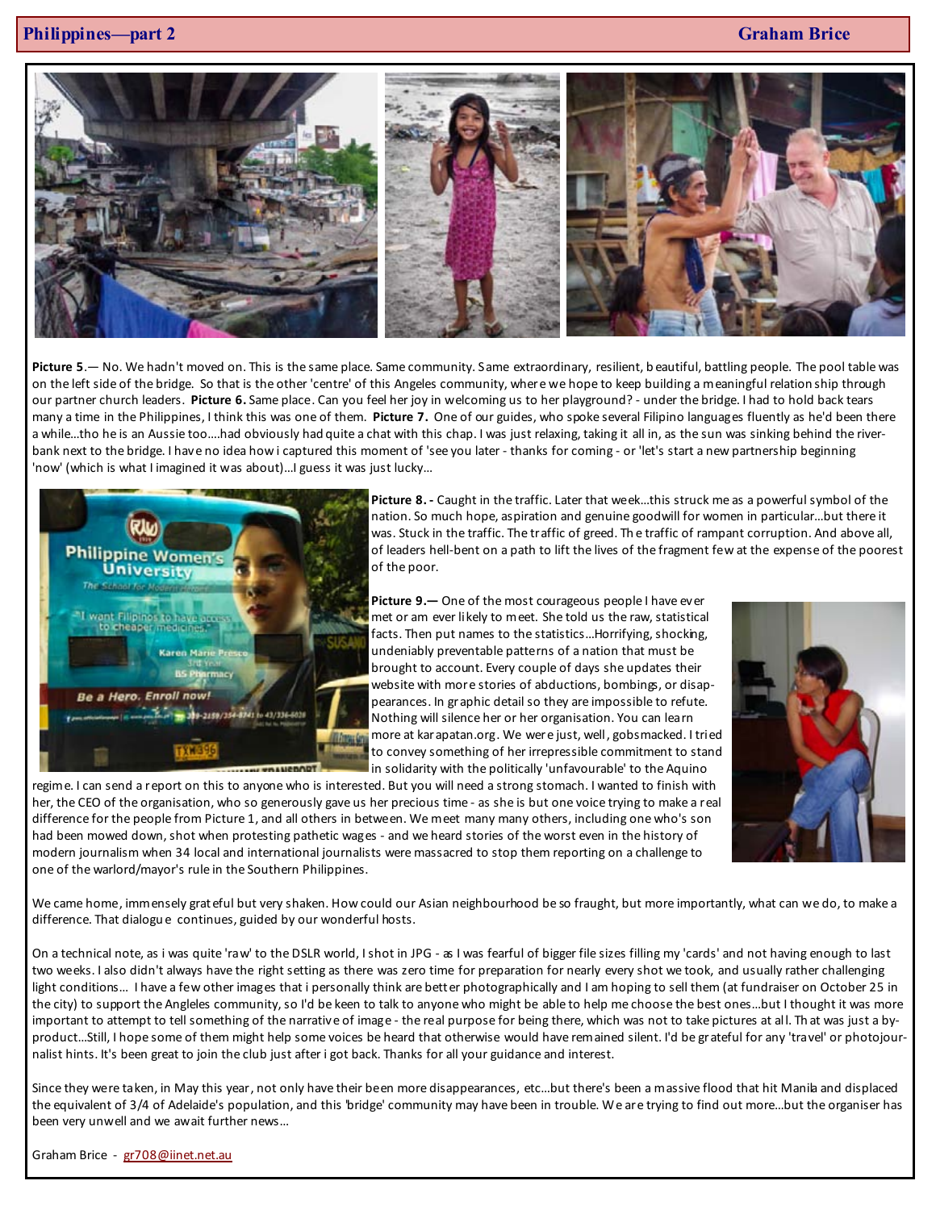# Philippines—part 2

**Graham Brice**

**Picture 5**.— No. We hadn't moved on. This is the same place. Same community. Same extraordinary, resilient, beautiful, battling people. The pool table was on the left side of the bridge. So that is the other 'centre' of this Angeles community, where we hope to keep building a meaningful relationship through our partner church leaders. **Picture 6.** Same place. Can you feel her joy in welcoming us to her playground? - under the bridge. I had to hold back tears many a time in the Philippines, I think this was one of them. **Picture 7.** One of our guides, who spoke several Filipino languages fluently as he'd been there a while...tho he is an Aussie too....had obviously had quite a chat with this chap. I was just relaxing, taking it all in, as the sun was sinking behind the river-bank next to the bridge. I have no idea how i captured this moment of 'see you later - thanks for coming - or 'let's start a new partnership beginning 'now' (which is what I imagined it was about)...I guess it was just lucky...

**Picture 8. -** Caught in the traffic. Later that week...this struck me as a powerful symbol of the nation. So much hope, aspiration and genuine goodwill for women in particular...but there it was. Stuck in the traffic. The traffic of greed. The traffic of rampant corruption. And above all, of leaders hell-bent on a path to lift the lives of the fragment few at the expense of the poorest of the poor.

**Picture 9.—** One of the most courageous people I have ever met or am ever likely to meet. She told us the raw, statistical facts. Then put names to the statistics...Horrifying, shocking, undeniably preventable patterns of a nation that must be brought to account. Every couple of days she updates their website with more stories of abductions, bombings, or disappearances. In graphic detail so they are impossible to refute. Nothing will silence her or her organisation. You can learn more at karapatan.org. We were just, well, gobsmacked. I tried to convey something of her irrepressible commitment to stand in solidarity with the politically 'unfavourable' to the Aquino regime. I can send a report on this to anyone who is interested. But you will need a strong stomach. I wanted to finish with her, the CEO of the organisation, who so generously gave us her precious time - as she is but one voice trying to make a real difference for the people from Picture 1, and all others in between. We meet many many others, including one who's son had been mowed down, shot when protesting pathetic wages - and we heard stories of the worst even in the history of modern journalism when 34 local and international journalists were massacred to stop them reporting on a challenge to one of the warlord/mayor's rule in the Southern Philippines.

We came home, immensely grateful but very shaken. How could our Asian neighbourhood be so fraught, but more importantly, what can we do, to make a difference. That dialogue continues, guided by our wonderful hosts.

On a technical note, as i was quite 'raw' to the DSLR world, I shot in JPG - as I was fearful of bigger file sizes filling my 'cards' and not having enough to last two weeks. I also didn't always have the right setting as there was zero time for preparation for nearly every shot we took, and usually rather challenging light conditions... I have a few other images that i personally think are better photographically and I am hoping to sell them (at fundraiser on October 25 in the city) to support the Angleles community, so I'd be keen to talk to anyone who might be able to help me choose the best ones...but I thought it was more important to tell something of the narrative of image - the real purpose for being there, which was not to take pictures at all. That was just a by-product...Still, I hope some of them might help some voices be heard that otherwise would have remained silent. I'd be grateful for any 'travel' or photojournalist hints. It's been great to join the club just after i got back. Thanks for all your guidance and interest.

Since they were taken, in May this year, not only have their been more disappearances, etc...but there's been a massive flood that hit Manila and displaced the equivalent of 3/4 of Adelaide's population, and this 'bridge' community may have been in trouble. We are trying to find out more...but the organiser has been very unwell and we await further news...

Graham Brice - gr708@iinet.net.au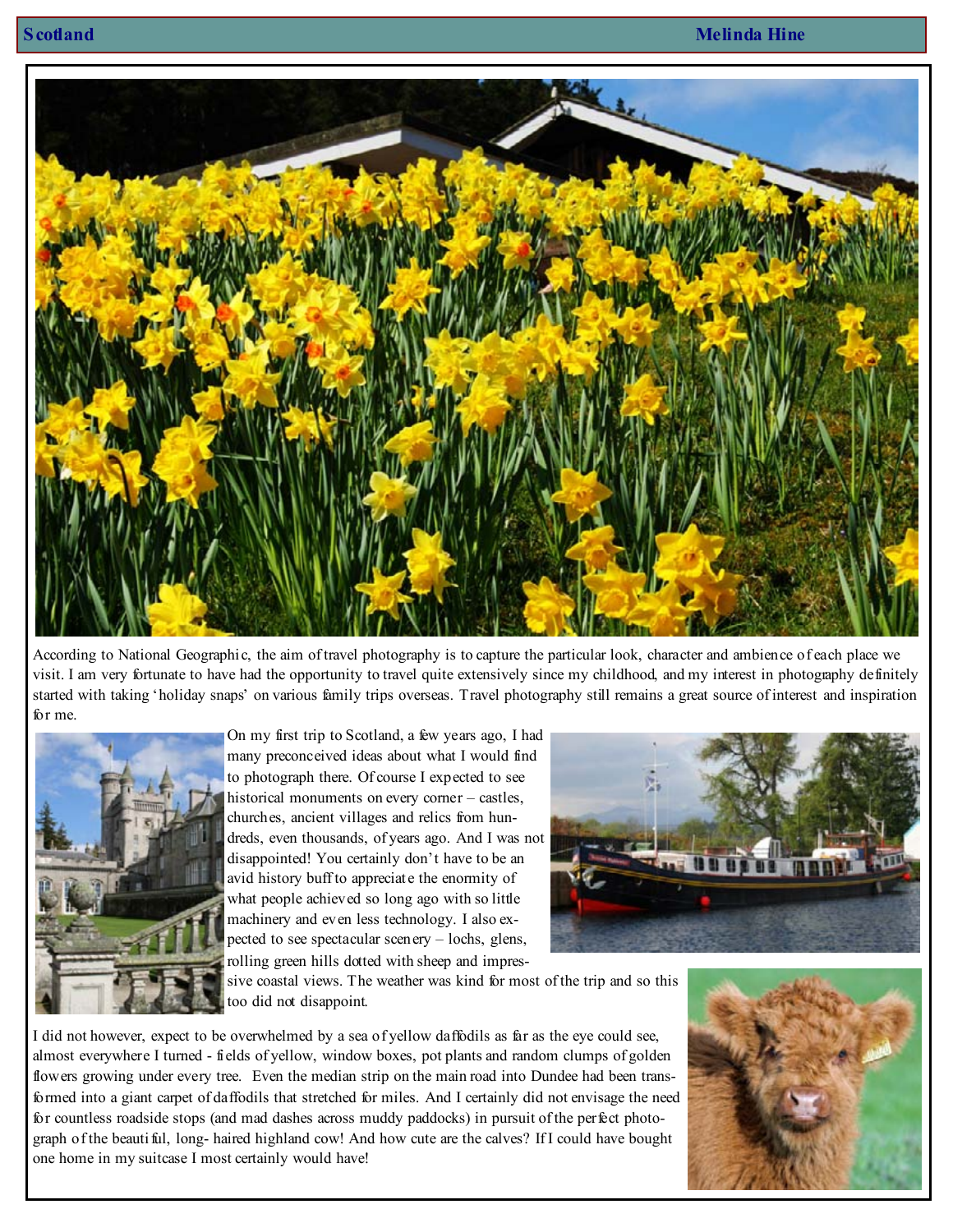# Scotland

**Melinda Hine**

According to National Geographic, the aim of travel photography is to capture the particular look, character and ambience of each place we visit. I am very fortunate to have had the opportunity to travel quite extensively since my childhood, and my interest in photography definitely started with taking 'holiday snaps' on various family trips overseas. Travel photography still remains a great source of interest and inspiration for me.

On my first trip to Scotland, a few years ago, I had many preconceived ideas about what I would find to photograph there. Of course I expected to see historical monuments on every corner – castles, churches, ancient villages and relics from hundreds, even thousands, of years ago. And I was not disappointed! You certainly don't have to be an avid history buff to appreciate the enormity of what people achieved so long ago with so little machinery and even less technology. I also expected to see spectacular scenery – lochs, glens, rolling green hills dotted with sheep and impressive coastal views. The weather was kind for most of the trip and so this too did not disappoint.

I did not however, expect to be overwhelmed by a sea of yellow daffodils as far as the eye could see, almost everywhere I turned - fields of yellow, window boxes, pot plants and random clumps of golden flowers growing under every tree. Even the median strip on the main road into Dundee had been transformed into a giant carpet of daffodils that stretched for miles. And I certainly did not envisage the need for countless roadside stops (and mad dashes across muddy paddocks) in pursuit of the perfect photograph of the beautiful, long- haired highland cow! And how cute are the calves? If I could have bought one home in my suitcase I most certainly would have!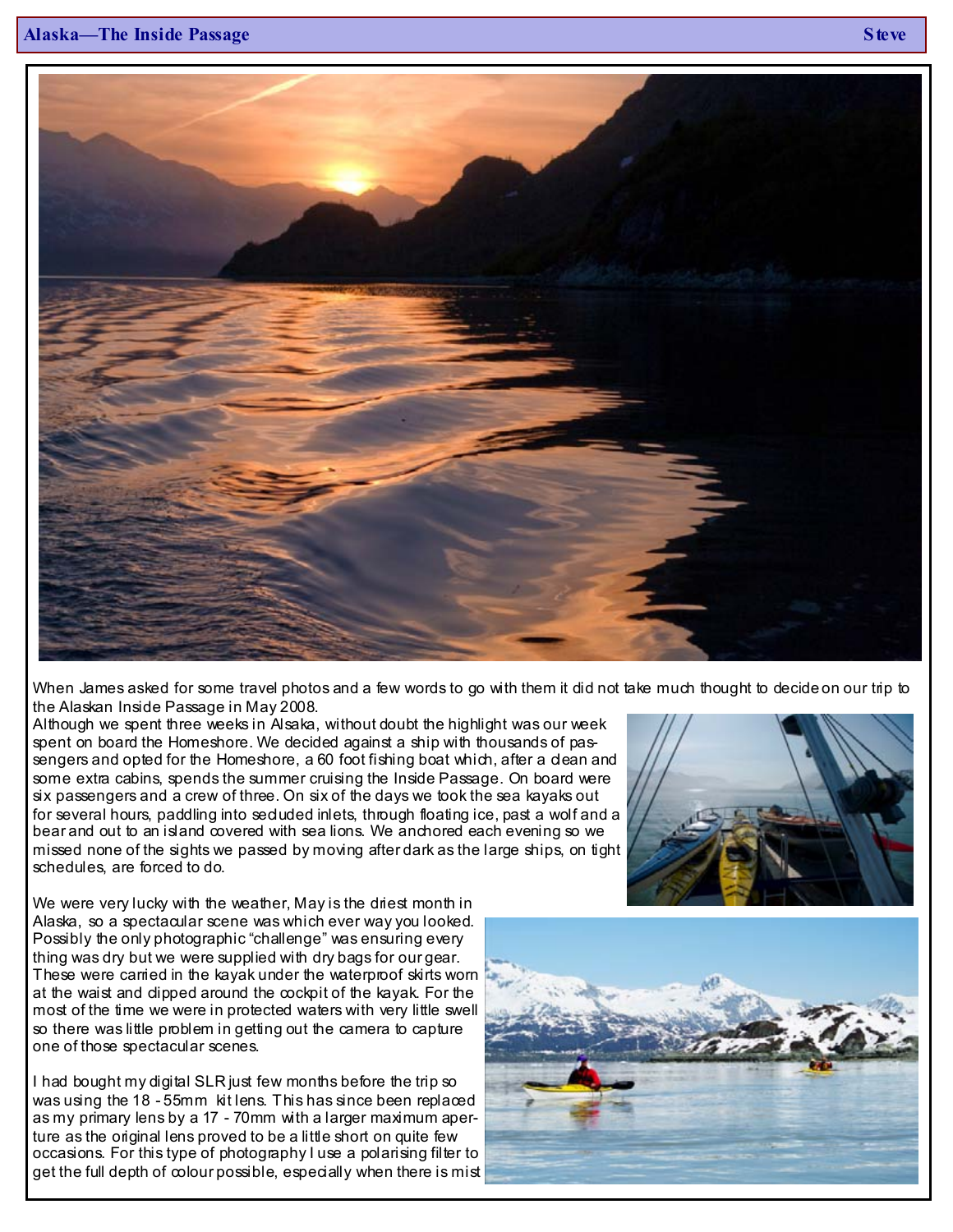When James asked for some travel photos and a few words to go with them it did not take much thought to decide on our trip to the Alaskan Inside Passage in May 2008.

Although we spent three weeks in Alsaka, without doubt the highlight was our week spent on board the Homeshore. We decided against a ship with thousands of passengers and opted for the Homeshore, a 60 foot fishing boat which, after a clean and some extra cabins, spends the summer cruising the Inside Passage. On board were six passengers and a crew of three. On six of the days we took the sea kayaks out for several hours, paddling into secluded inlets, through floating ice, past a wolf and a bear and out to an island covered with sea lions. We anchored each evening so we missed none of the sights we passed by moving after dark as the large ships, on tight schedules, are forced to do.

We were very lucky with the weather, May is the driest month in Alaska, so a spectacular scene was which ever way you looked. Possibly the only photographic "challenge" was ensuring every thing was dry but we were supplied with dry bags for our gear. These were carried in the kayak under the waterproof skirts worn at the waist and clipped around the cockpit of the kayak. For the most of the time we were in protected waters with very little swell so there was little problem in getting out the camera to capture one of those spectacular scenes.

I had bought my digital SLR just few months before the trip so was using the 18 - 55mm kit lens. This has since been replaced as my primary lens by a 17 - 70mm with a larger maximum aperture as the original lens proved to be a little short on quite few occasions. For this type of photography I use a polarising filter to get the full depth of colour possible, especially when there is mist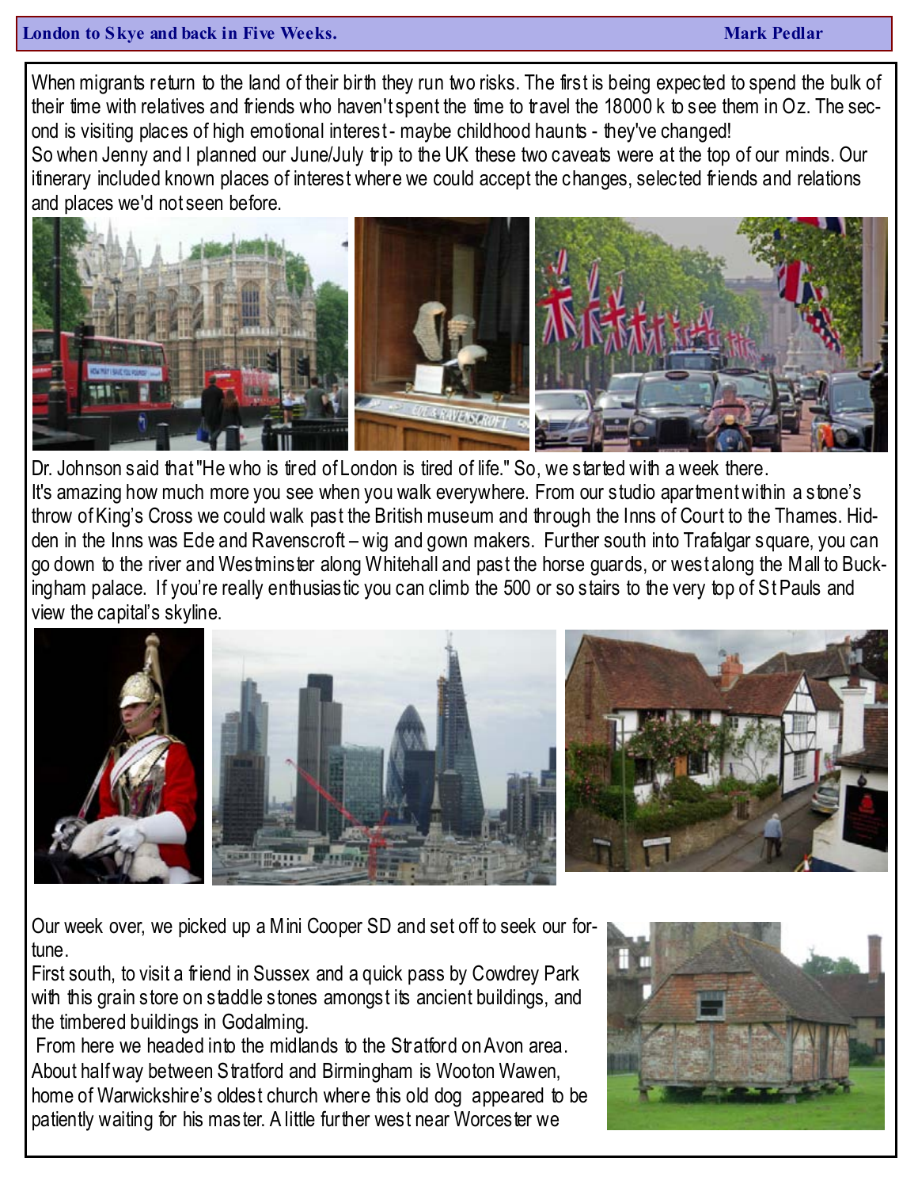## London to Skye and back in Five Weeks.

**Mark Pedlar**

When migrants return to the land of their birth they run two risks. The first is being expected to spend the bulk of their time with relatives and friends who haven't spent the time to travel the 18000 k to see them in Oz. The second is visiting places of high emotional interest - maybe childhood haunts - they've changed!
So when Jenny and I planned our June/July trip to the UK these two caveats were at the top of our minds. Our itinerary included known places of interest where we could accept the changes, selected friends and relations and places we'd not seen before.

Dr. Johnson said that "He who is tired of London is tired of life." So, we started with a week there.
It's amazing how much more you see when you walk everywhere. From our studio apartment within a stone's throw of King's Cross we could walk past the British museum and through the Inns of Court to the Thames. Hidden in the Inns was Ede and Ravenscroft – wig and gown makers. Further south into Trafalgar square, you can go down to the river and Westminster along Whitehall and past the horse guards, or west along the Mall to Buckingham palace. If you're really enthusiastic you can climb the 500 or so stairs to the very top of St Pauls and view the capital's skyline.

Our week over, we picked up a Mini Cooper SD and set off to seek our fortune.
First south, to visit a friend in Sussex and a quick pass by Cowdrey Park with this grain store on staddle stones amongst its ancient buildings, and the timbered buildings in Godalming.
From here we headed into the midlands to the Stratford on Avon area. About half way between Stratford and Birmingham is Wooton Wawen, home of Warwickshire's oldest church where this old dog appeared to be patiently waiting for his master. A little further west near Worcester we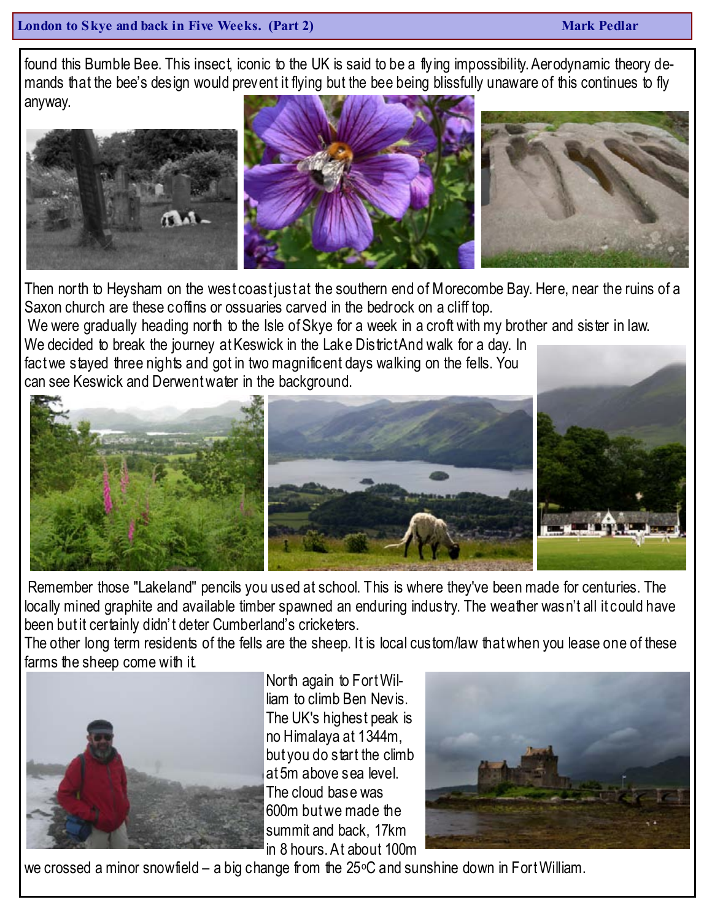found this Bumble Bee. This insect, iconic to the UK is said to be a flying impossibility. Aerodynamic theory demands that the bee's design would prevent it flying but the bee being blissfully unaware of this continues to fly anyway.

Then north to Heysham on the west coast just at the southern end of Morecombe Bay. Here, near the ruins of a Saxon church are these coffins or ossuaries carved in the bedrock on a cliff top.

We were gradually heading north to the Isle of Skye for a week in a croft with my brother and sister in law. We decided to break the journey at Keswick in the Lake District And walk for a day. In fact we stayed three nights and got in two magnificent days walking on the fells. You can see Keswick and Derwentwater in the background.

Remember those "Lakeland" pencils you used at school. This is where they've been made for centuries. The locally mined graphite and available timber spawned an enduring industry. The weather wasn't all it could have been but it certainly didn't deter Cumberland's cricketers.

The other long term residents of the fells are the sheep. It is local custom/law that when you lease one of these farms the sheep come with it.

North again to Fort William to climb Ben Nevis. The UK's highest peak is no Himalaya at 1344m, but you do start the climb at 5m above sea level. The cloud base was 600m but we made the summit and back, 17km in 8 hours. At about 100m we crossed a minor snowfield – a big change from the 25°C and sunshine down in Fort William.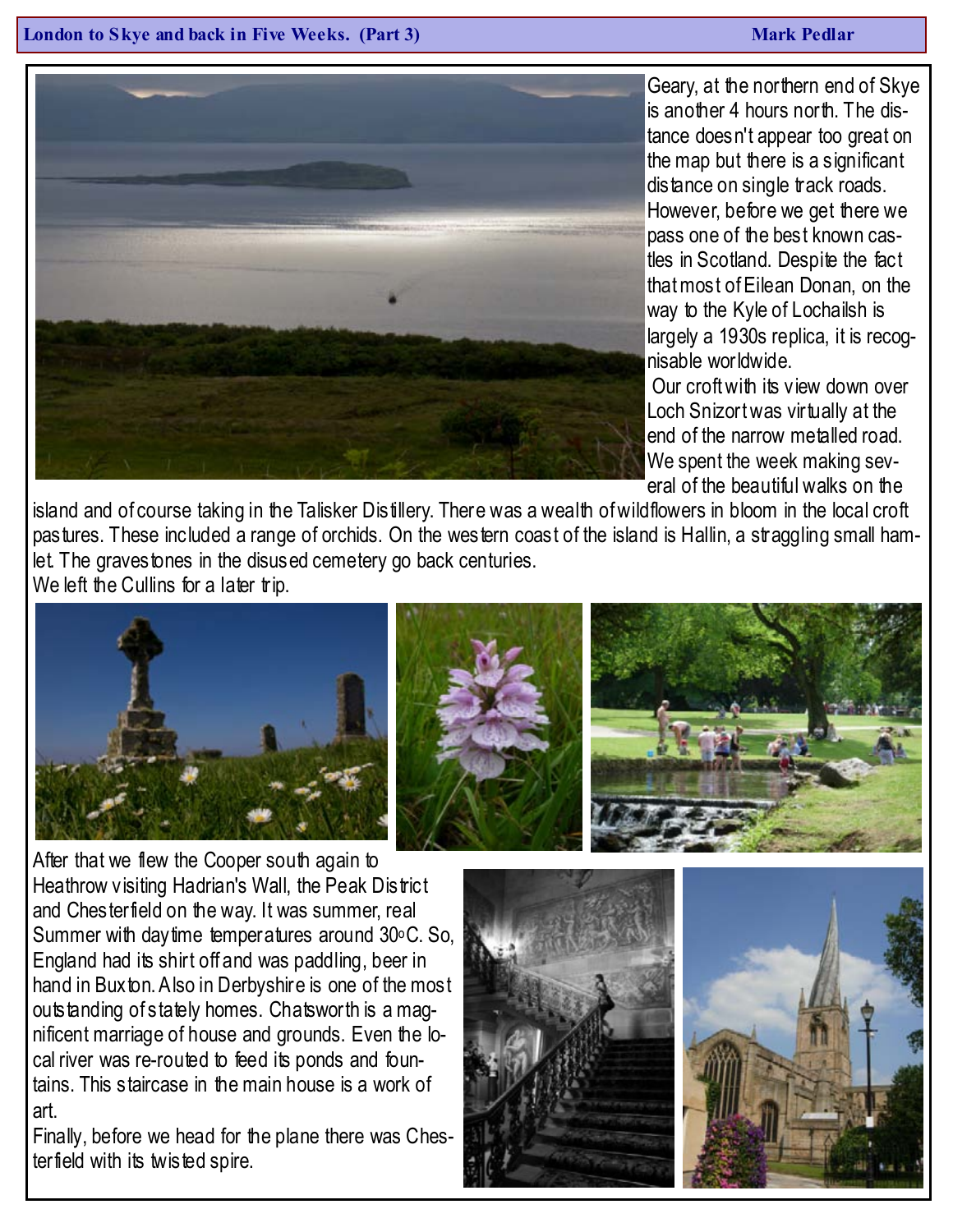## London to Skye and back in Five Weeks. (Part 3)

**Mark Pedlar**

Geary, at the northern end of Skye is another 4 hours north. The distance doesn't appear too great on the map but there is a significant distance on single track roads. However, before we get there we pass one of the best known castles in Scotland. Despite the fact that most of Eilean Donan, on the way to the Kyle of Lochailsh is largely a 1930s replica, it is recognisable worldwide.

Our croft with its view down over Loch Snizort was virtually at the end of the narrow metalled road. We spent the week making several of the beautiful walks on the island and of course taking in the Talisker Distillery. There was a wealth of wildflowers in bloom in the local croft pastures. These included a range of orchids. On the western coast of the island is Hallin, a straggling small hamlet. The gravestones in the disused cemetery go back centuries.

We left the Cullins for a later trip.

After that we flew the Cooper south again to Heathrow visiting Hadrian's Wall, the Peak District and Chesterfield on the way. It was summer, real Summer with daytime temperatures around 30°C. So, England had its shirt off and was paddling, beer in hand in Buxton. Also in Derbyshire is one of the most outstanding of stately homes. Chatsworth is a magnificent marriage of house and grounds. Even the local river was re-routed to feed its ponds and fountains. This staircase in the main house is a work of art.

Finally, before we head for the plane there was Chesterfield with its twisted spire.